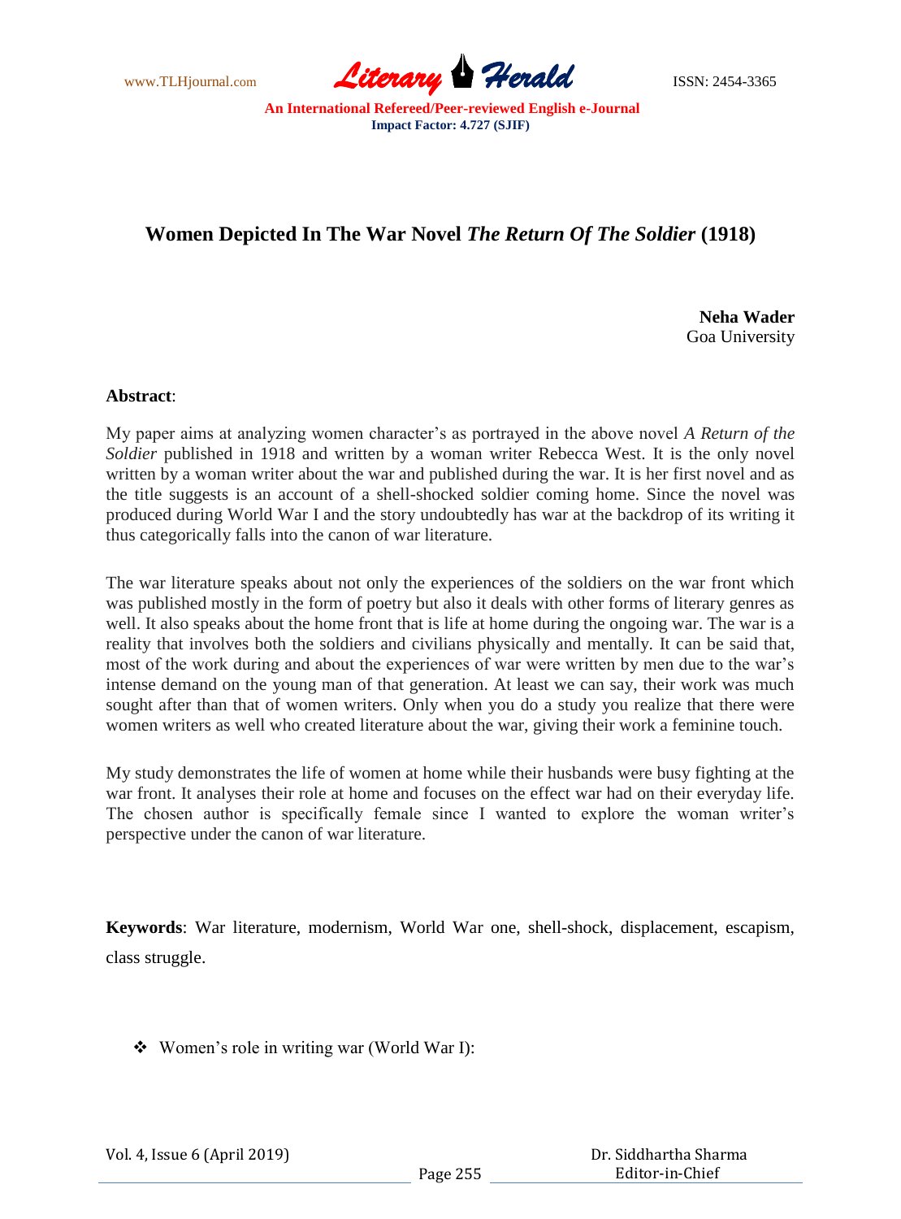# Women Depicted In The War Novel *The Return Of The Soldier* (1918)

**Neha Wader**
Goa University

**Abstract**:

My paper aims at analyzing women character's as portrayed in the above novel *A Return of the Soldier* published in 1918 and written by a woman writer Rebecca West. It is the only novel written by a woman writer about the war and published during the war. It is her first novel and as the title suggests is an account of a shell-shocked soldier coming home. Since the novel was produced during World War I and the story undoubtedly has war at the backdrop of its writing it thus categorically falls into the canon of war literature.

The war literature speaks about not only the experiences of the soldiers on the war front which was published mostly in the form of poetry but also it deals with other forms of literary genres as well. It also speaks about the home front that is life at home during the ongoing war. The war is a reality that involves both the soldiers and civilians physically and mentally. It can be said that, most of the work during and about the experiences of war were written by men due to the war's intense demand on the young man of that generation. At least we can say, their work was much sought after than that of women writers. Only when you do a study you realize that there were women writers as well who created literature about the war, giving their work a feminine touch.

My study demonstrates the life of women at home while their husbands were busy fighting at the war front. It analyses their role at home and focuses on the effect war had on their everyday life. The chosen author is specifically female since I wanted to explore the woman writer's perspective under the canon of war literature.

**Keywords**: War literature, modernism, World War one, shell-shock, displacement, escapism, class struggle.

- Women's role in writing war (World War I):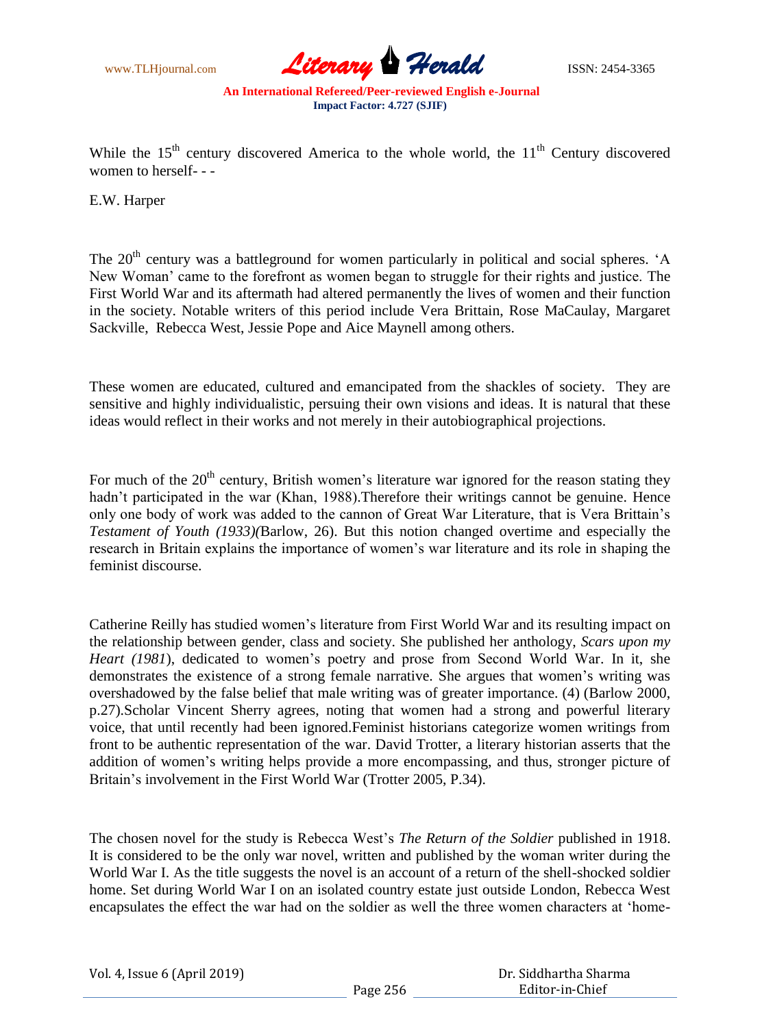While the 15th century discovered America to the whole world, the 11th Century discovered women to herself- - -

E.W. Harper

The 20th century was a battleground for women particularly in political and social spheres. 'A New Woman' came to the forefront as women began to struggle for their rights and justice. The First World War and its aftermath had altered permanently the lives of women and their function in the society. Notable writers of this period include Vera Brittain, Rose MaCaulay, Margaret Sackville, Rebecca West, Jessie Pope and Aice Maynell among others.

These women are educated, cultured and emancipated from the shackles of society. They are sensitive and highly individualistic, persuing their own visions and ideas. It is natural that these ideas would reflect in their works and not merely in their autobiographical projections.

For much of the 20th century, British women's literature war ignored for the reason stating they hadn't participated in the war (Khan, 1988).Therefore their writings cannot be genuine. Hence only one body of work was added to the cannon of Great War Literature, that is Vera Brittain's *Testament of Youth (1933)(*Barlow, 26). But this notion changed overtime and especially the research in Britain explains the importance of women's war literature and its role in shaping the feminist discourse.

Catherine Reilly has studied women's literature from First World War and its resulting impact on the relationship between gender, class and society. She published her anthology, *Scars upon my Heart (1981*), dedicated to women's poetry and prose from Second World War. In it, she demonstrates the existence of a strong female narrative. She argues that women's writing was overshadowed by the false belief that male writing was of greater importance. (4) (Barlow 2000, p.27).Scholar Vincent Sherry agrees, noting that women had a strong and powerful literary voice, that until recently had been ignored.Feminist historians categorize women writings from front to be authentic representation of the war. David Trotter, a literary historian asserts that the addition of women's writing helps provide a more encompassing, and thus, stronger picture of Britain's involvement in the First World War (Trotter 2005, P.34).

The chosen novel for the study is Rebecca West's *The Return of the Soldier* published in 1918. It is considered to be the only war novel, written and published by the woman writer during the World War I. As the title suggests the novel is an account of a return of the shell-shocked soldier home. Set during World War I on an isolated country estate just outside London, Rebecca West encapsulates the effect the war had on the soldier as well the three women characters at 'home-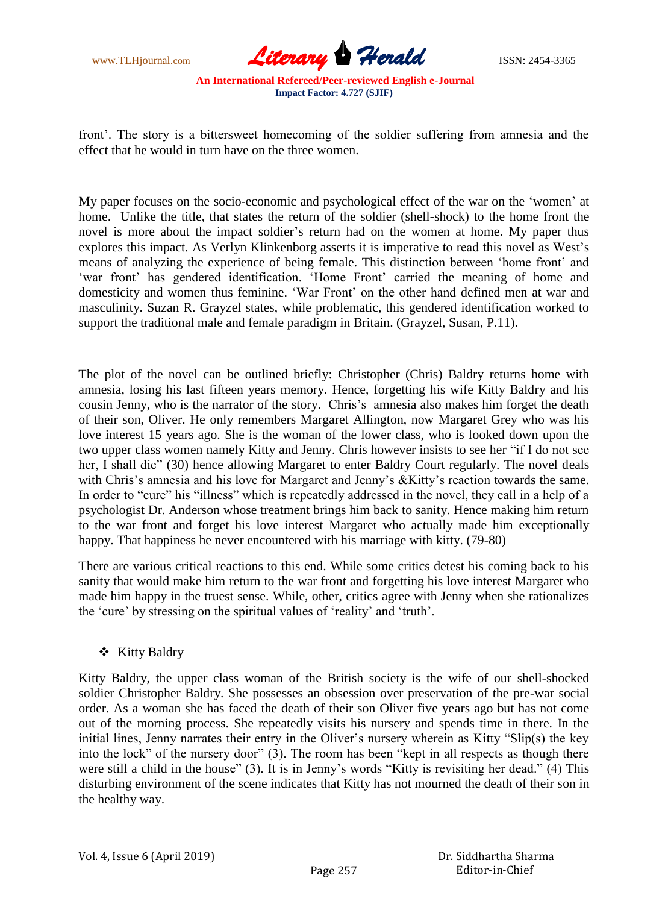front'. The story is a bittersweet homecoming of the soldier suffering from amnesia and the effect that he would in turn have on the three women.

My paper focuses on the socio-economic and psychological effect of the war on the 'women' at home. Unlike the title, that states the return of the soldier (shell-shock) to the home front the novel is more about the impact soldier's return had on the women at home. My paper thus explores this impact. As Verlyn Klinkenborg asserts it is imperative to read this novel as West's means of analyzing the experience of being female. This distinction between 'home front' and 'war front' has gendered identification. 'Home Front' carried the meaning of home and domesticity and women thus feminine. 'War Front' on the other hand defined men at war and masculinity. Suzan R. Grayzel states, while problematic, this gendered identification worked to support the traditional male and female paradigm in Britain. (Grayzel, Susan, P.11).

The plot of the novel can be outlined briefly: Christopher (Chris) Baldry returns home with amnesia, losing his last fifteen years memory. Hence, forgetting his wife Kitty Baldry and his cousin Jenny, who is the narrator of the story. Chris's amnesia also makes him forget the death of their son, Oliver. He only remembers Margaret Allington, now Margaret Grey who was his love interest 15 years ago. She is the woman of the lower class, who is looked down upon the two upper class women namely Kitty and Jenny. Chris however insists to see her "if I do not see her, I shall die" (30) hence allowing Margaret to enter Baldry Court regularly. The novel deals with Chris's amnesia and his love for Margaret and Jenny's &Kitty's reaction towards the same. In order to "cure" his "illness" which is repeatedly addressed in the novel, they call in a help of a psychologist Dr. Anderson whose treatment brings him back to sanity. Hence making him return to the war front and forget his love interest Margaret who actually made him exceptionally happy. That happiness he never encountered with his marriage with kitty. (79-80)

There are various critical reactions to this end. While some critics detest his coming back to his sanity that would make him return to the war front and forgetting his love interest Margaret who made him happy in the truest sense. While, other, critics agree with Jenny when she rationalizes the 'cure' by stressing on the spiritual values of 'reality' and 'truth'.

- Kitty Baldry

Kitty Baldry, the upper class woman of the British society is the wife of our shell-shocked soldier Christopher Baldry. She possesses an obsession over preservation of the pre-war social order. As a woman she has faced the death of their son Oliver five years ago but has not come out of the morning process. She repeatedly visits his nursery and spends time in there. In the initial lines, Jenny narrates their entry in the Oliver's nursery wherein as Kitty "Slip(s) the key into the lock" of the nursery door" (3). The room has been "kept in all respects as though there were still a child in the house" (3). It is in Jenny's words "Kitty is revisiting her dead." (4) This disturbing environment of the scene indicates that Kitty has not mourned the death of their son in the healthy way.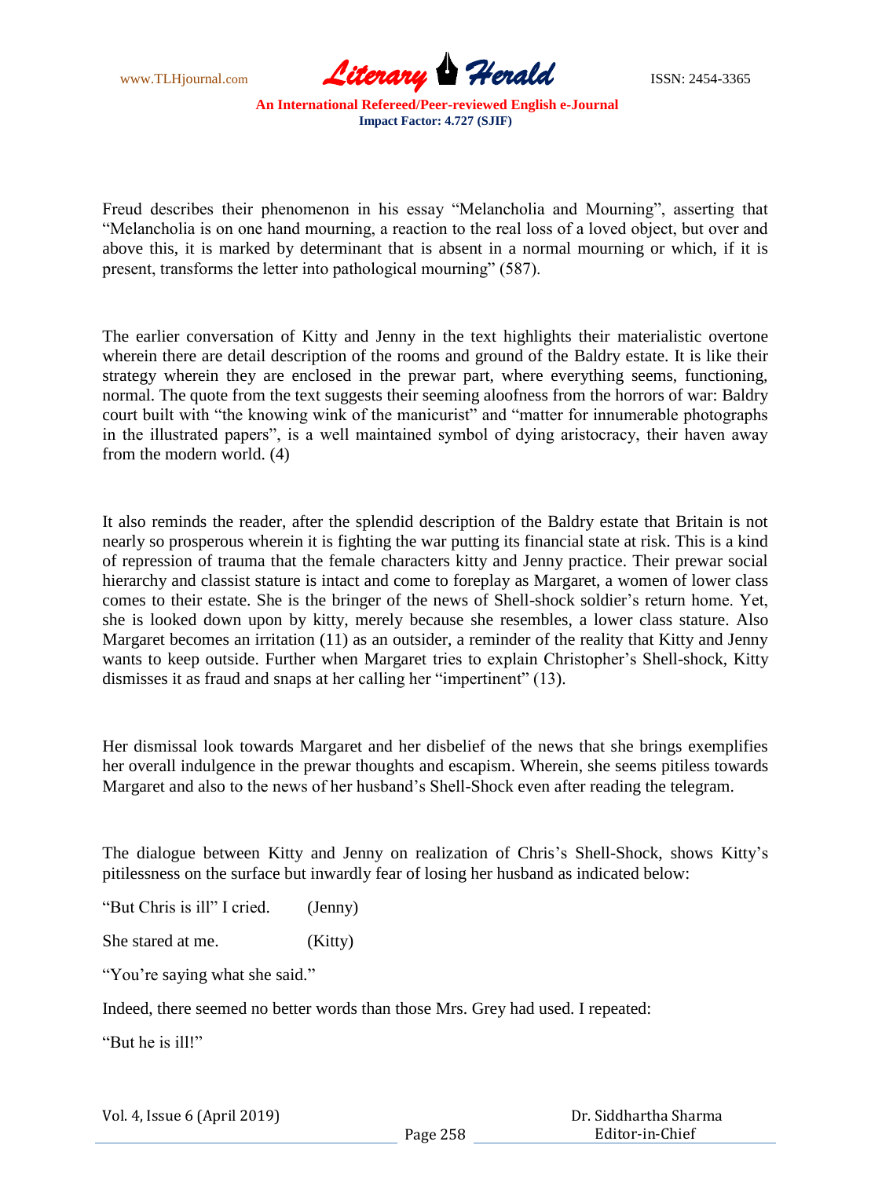Freud describes their phenomenon in his essay "Melancholia and Mourning", asserting that "Melancholia is on one hand mourning, a reaction to the real loss of a loved object, but over and above this, it is marked by determinant that is absent in a normal mourning or which, if it is present, transforms the letter into pathological mourning" (587).

The earlier conversation of Kitty and Jenny in the text highlights their materialistic overtone wherein there are detail description of the rooms and ground of the Baldry estate. It is like their strategy wherein they are enclosed in the prewar part, where everything seems, functioning, normal. The quote from the text suggests their seeming aloofness from the horrors of war: Baldry court built with "the knowing wink of the manicurist" and "matter for innumerable photographs in the illustrated papers", is a well maintained symbol of dying aristocracy, their haven away from the modern world. (4)

It also reminds the reader, after the splendid description of the Baldry estate that Britain is not nearly so prosperous wherein it is fighting the war putting its financial state at risk. This is a kind of repression of trauma that the female characters kitty and Jenny practice. Their prewar social hierarchy and classist stature is intact and come to foreplay as Margaret, a women of lower class comes to their estate. She is the bringer of the news of Shell-shock soldier's return home. Yet, she is looked down upon by kitty, merely because she resembles, a lower class stature. Also Margaret becomes an irritation (11) as an outsider, a reminder of the reality that Kitty and Jenny wants to keep outside. Further when Margaret tries to explain Christopher's Shell-shock, Kitty dismisses it as fraud and snaps at her calling her "impertinent" (13).

Her dismissal look towards Margaret and her disbelief of the news that she brings exemplifies her overall indulgence in the prewar thoughts and escapism. Wherein, she seems pitiless towards Margaret and also to the news of her husband's Shell-Shock even after reading the telegram.

The dialogue between Kitty and Jenny on realization of Chris's Shell-Shock, shows Kitty's pitilessness on the surface but inwardly fear of losing her husband as indicated below:

"But Chris is ill" I cried. (Jenny)

She stared at me. (Kitty)

"You're saying what she said."

Indeed, there seemed no better words than those Mrs. Grey had used. I repeated:

"But he is ill!"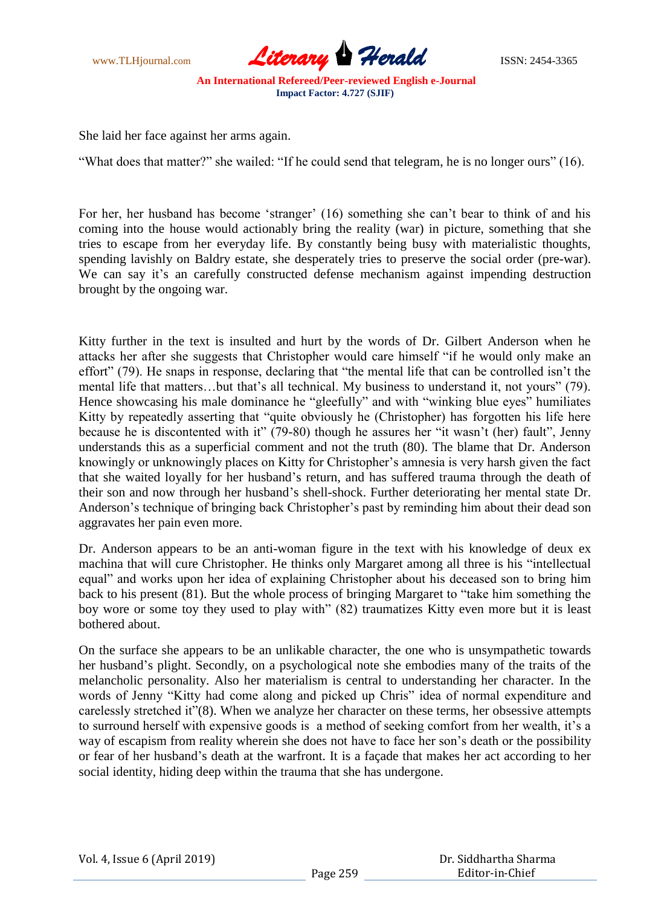She laid her face against her arms again.

"What does that matter?" she wailed: "If he could send that telegram, he is no longer ours" (16).

For her, her husband has become 'stranger' (16) something she can't bear to think of and his coming into the house would actionably bring the reality (war) in picture, something that she tries to escape from her everyday life. By constantly being busy with materialistic thoughts, spending lavishly on Baldry estate, she desperately tries to preserve the social order (pre-war). We can say it's an carefully constructed defense mechanism against impending destruction brought by the ongoing war.

Kitty further in the text is insulted and hurt by the words of Dr. Gilbert Anderson when he attacks her after she suggests that Christopher would care himself "if he would only make an effort" (79). He snaps in response, declaring that "the mental life that can be controlled isn't the mental life that matters…but that's all technical. My business to understand it, not yours" (79). Hence showcasing his male dominance he "gleefully" and with "winking blue eyes" humiliates Kitty by repeatedly asserting that "quite obviously he (Christopher) has forgotten his life here because he is discontented with it" (79-80) though he assures her "it wasn't (her) fault", Jenny understands this as a superficial comment and not the truth (80). The blame that Dr. Anderson knowingly or unknowingly places on Kitty for Christopher's amnesia is very harsh given the fact that she waited loyally for her husband's return, and has suffered trauma through the death of their son and now through her husband's shell-shock. Further deteriorating her mental state Dr. Anderson's technique of bringing back Christopher's past by reminding him about their dead son aggravates her pain even more.

Dr. Anderson appears to be an anti-woman figure in the text with his knowledge of deux ex machina that will cure Christopher. He thinks only Margaret among all three is his "intellectual equal" and works upon her idea of explaining Christopher about his deceased son to bring him back to his present (81). But the whole process of bringing Margaret to "take him something the boy wore or some toy they used to play with" (82) traumatizes Kitty even more but it is least bothered about.

On the surface she appears to be an unlikable character, the one who is unsympathetic towards her husband's plight. Secondly, on a psychological note she embodies many of the traits of the melancholic personality. Also her materialism is central to understanding her character. In the words of Jenny "Kitty had come along and picked up Chris" idea of normal expenditure and carelessly stretched it"(8). When we analyze her character on these terms, her obsessive attempts to surround herself with expensive goods is a method of seeking comfort from her wealth, it's a way of escapism from reality wherein she does not have to face her son's death or the possibility or fear of her husband's death at the warfront. It is a façade that makes her act according to her social identity, hiding deep within the trauma that she has undergone.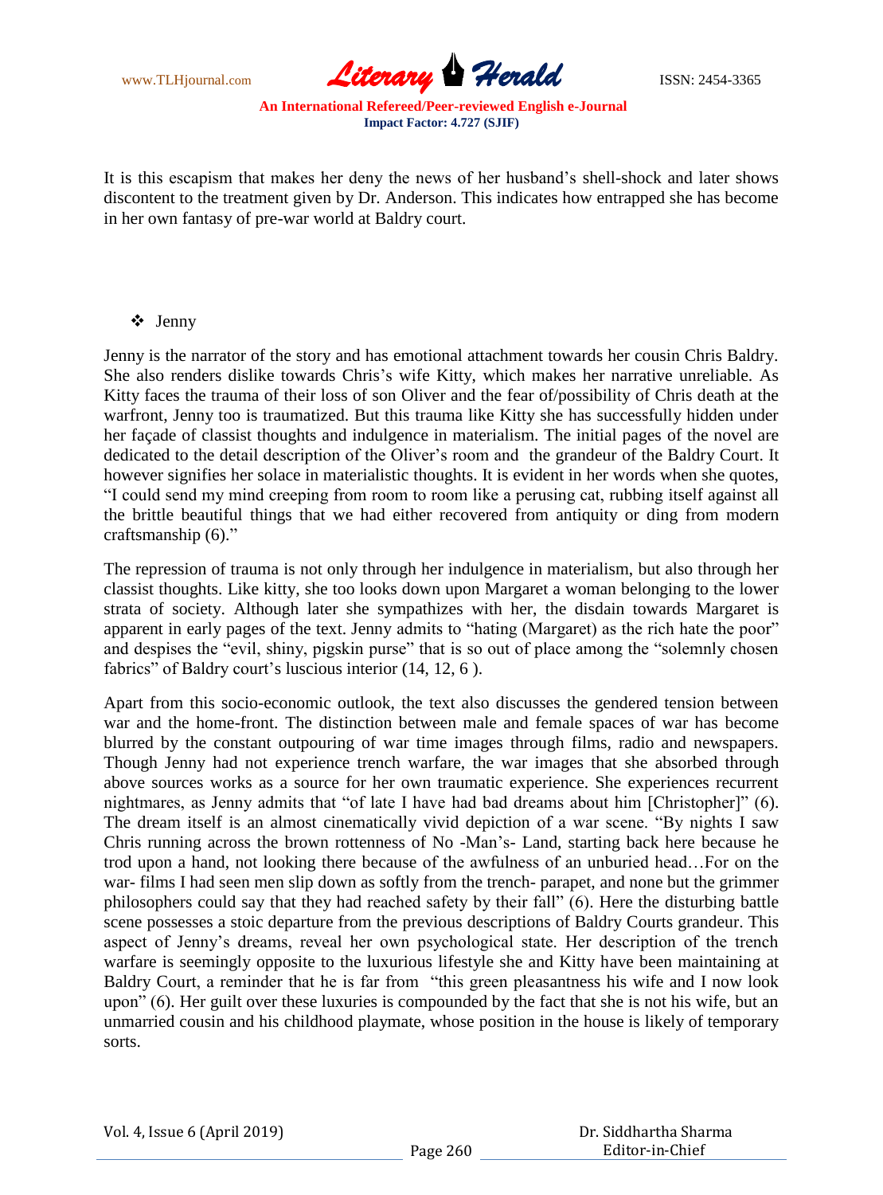It is this escapism that makes her deny the news of her husband's shell-shock and later shows discontent to the treatment given by Dr. Anderson. This indicates how entrapped she has become in her own fantasy of pre-war world at Baldry court.

- Jenny

Jenny is the narrator of the story and has emotional attachment towards her cousin Chris Baldry. She also renders dislike towards Chris's wife Kitty, which makes her narrative unreliable. As Kitty faces the trauma of their loss of son Oliver and the fear of/possibility of Chris death at the warfront, Jenny too is traumatized. But this trauma like Kitty she has successfully hidden under her façade of classist thoughts and indulgence in materialism. The initial pages of the novel are dedicated to the detail description of the Oliver's room and the grandeur of the Baldry Court. It however signifies her solace in materialistic thoughts. It is evident in her words when she quotes, "I could send my mind creeping from room to room like a perusing cat, rubbing itself against all the brittle beautiful things that we had either recovered from antiquity or ding from modern craftsmanship (6)."

The repression of trauma is not only through her indulgence in materialism, but also through her classist thoughts. Like kitty, she too looks down upon Margaret a woman belonging to the lower strata of society. Although later she sympathizes with her, the disdain towards Margaret is apparent in early pages of the text. Jenny admits to "hating (Margaret) as the rich hate the poor" and despises the "evil, shiny, pigskin purse" that is so out of place among the "solemnly chosen fabrics" of Baldry court's luscious interior (14, 12, 6 ).

Apart from this socio-economic outlook, the text also discusses the gendered tension between war and the home-front. The distinction between male and female spaces of war has become blurred by the constant outpouring of war time images through films, radio and newspapers. Though Jenny had not experience trench warfare, the war images that she absorbed through above sources works as a source for her own traumatic experience. She experiences recurrent nightmares, as Jenny admits that "of late I have had bad dreams about him [Christopher]" (6). The dream itself is an almost cinematically vivid depiction of a war scene. "By nights I saw Chris running across the brown rottenness of No -Man's- Land, starting back here because he trod upon a hand, not looking there because of the awfulness of an unburied head…For on the war- films I had seen men slip down as softly from the trench- parapet, and none but the grimmer philosophers could say that they had reached safety by their fall" (6). Here the disturbing battle scene possesses a stoic departure from the previous descriptions of Baldry Courts grandeur. This aspect of Jenny's dreams, reveal her own psychological state. Her description of the trench warfare is seemingly opposite to the luxurious lifestyle she and Kitty have been maintaining at Baldry Court, a reminder that he is far from "this green pleasantness his wife and I now look upon" (6). Her guilt over these luxuries is compounded by the fact that she is not his wife, but an unmarried cousin and his childhood playmate, whose position in the house is likely of temporary sorts.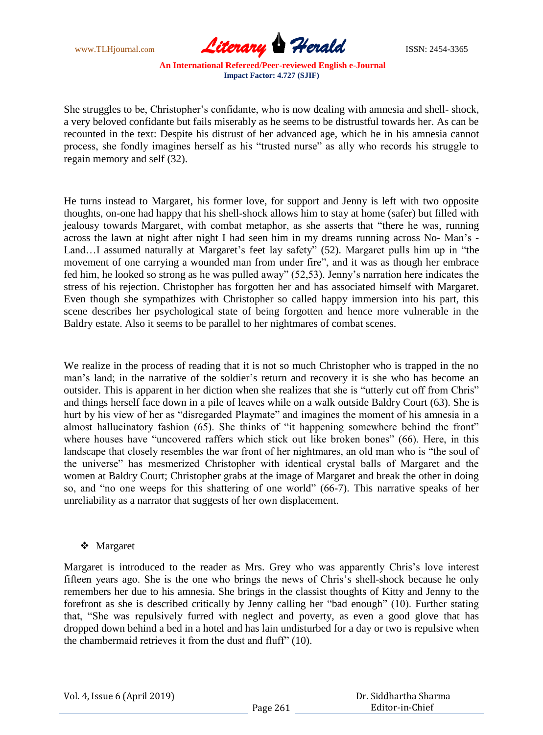She struggles to be, Christopher's confidante, who is now dealing with amnesia and shell- shock, a very beloved confidante but fails miserably as he seems to be distrustful towards her. As can be recounted in the text: Despite his distrust of her advanced age, which he in his amnesia cannot process, she fondly imagines herself as his "trusted nurse" as ally who records his struggle to regain memory and self (32).

He turns instead to Margaret, his former love, for support and Jenny is left with two opposite thoughts, on-one had happy that his shell-shock allows him to stay at home (safer) but filled with jealousy towards Margaret, with combat metaphor, as she asserts that "there he was, running across the lawn at night after night I had seen him in my dreams running across No- Man's - Land…I assumed naturally at Margaret's feet lay safety" (52). Margaret pulls him up in "the movement of one carrying a wounded man from under fire", and it was as though her embrace fed him, he looked so strong as he was pulled away" (52,53). Jenny's narration here indicates the stress of his rejection. Christopher has forgotten her and has associated himself with Margaret. Even though she sympathizes with Christopher so called happy immersion into his part, this scene describes her psychological state of being forgotten and hence more vulnerable in the Baldry estate. Also it seems to be parallel to her nightmares of combat scenes.

We realize in the process of reading that it is not so much Christopher who is trapped in the no man's land; in the narrative of the soldier's return and recovery it is she who has become an outsider. This is apparent in her diction when she realizes that she is "utterly cut off from Chris" and things herself face down in a pile of leaves while on a walk outside Baldry Court (63). She is hurt by his view of her as "disregarded Playmate" and imagines the moment of his amnesia in a almost hallucinatory fashion (65). She thinks of "it happening somewhere behind the front" where houses have "uncovered raffers which stick out like broken bones" (66). Here, in this landscape that closely resembles the war front of her nightmares, an old man who is "the soul of the universe" has mesmerized Christopher with identical crystal balls of Margaret and the women at Baldry Court; Christopher grabs at the image of Margaret and break the other in doing so, and "no one weeps for this shattering of one world" (66-7). This narrative speaks of her unreliability as a narrator that suggests of her own displacement.

- Margaret

Margaret is introduced to the reader as Mrs. Grey who was apparently Chris's love interest fifteen years ago. She is the one who brings the news of Chris's shell-shock because he only remembers her due to his amnesia. She brings in the classist thoughts of Kitty and Jenny to the forefront as she is described critically by Jenny calling her "bad enough" (10). Further stating that, "She was repulsively furred with neglect and poverty, as even a good glove that has dropped down behind a bed in a hotel and has lain undisturbed for a day or two is repulsive when the chambermaid retrieves it from the dust and fluff" (10).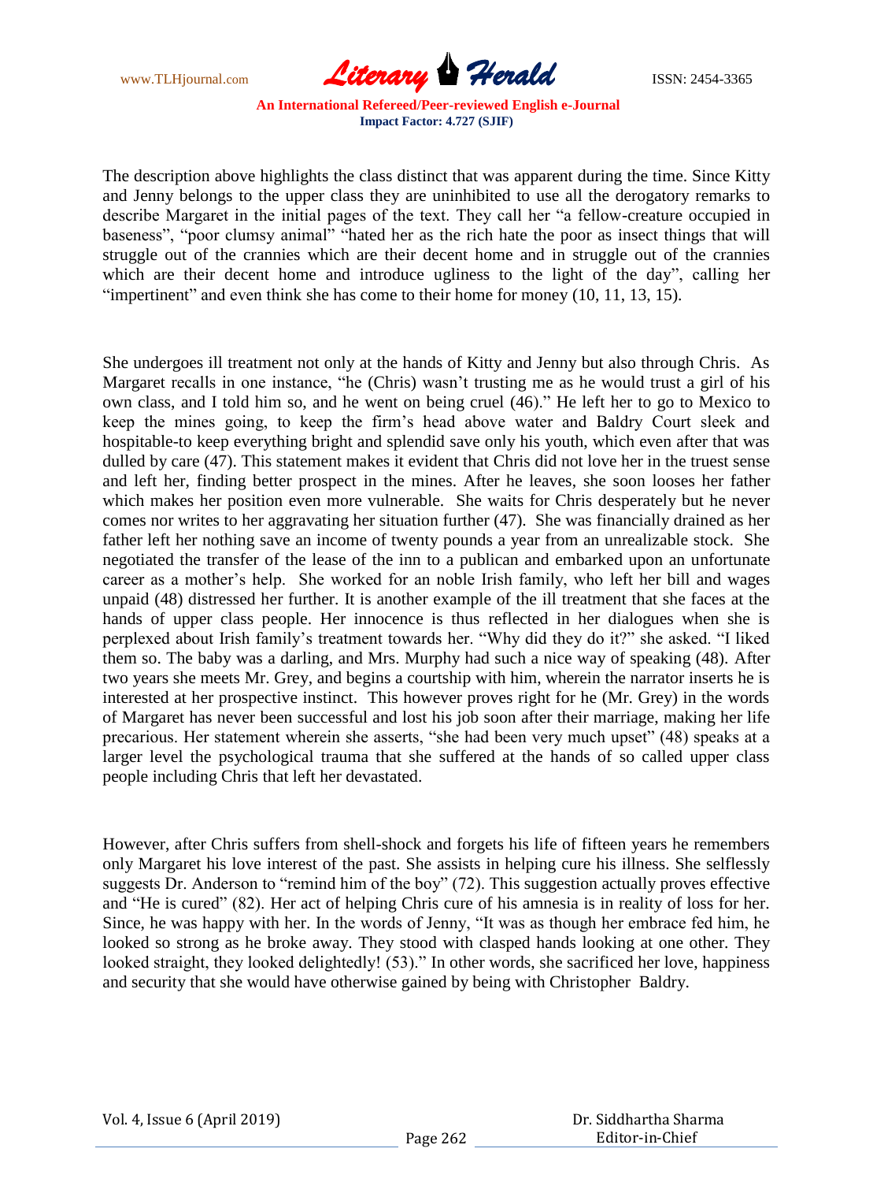The description above highlights the class distinct that was apparent during the time. Since Kitty and Jenny belongs to the upper class they are uninhibited to use all the derogatory remarks to describe Margaret in the initial pages of the text. They call her "a fellow-creature occupied in baseness", "poor clumsy animal" "hated her as the rich hate the poor as insect things that will struggle out of the crannies which are their decent home and in struggle out of the crannies which are their decent home and introduce ugliness to the light of the day", calling her "impertinent" and even think she has come to their home for money (10, 11, 13, 15).

She undergoes ill treatment not only at the hands of Kitty and Jenny but also through Chris. As Margaret recalls in one instance, "he (Chris) wasn't trusting me as he would trust a girl of his own class, and I told him so, and he went on being cruel (46)." He left her to go to Mexico to keep the mines going, to keep the firm's head above water and Baldry Court sleek and hospitable-to keep everything bright and splendid save only his youth, which even after that was dulled by care (47). This statement makes it evident that Chris did not love her in the truest sense and left her, finding better prospect in the mines. After he leaves, she soon looses her father which makes her position even more vulnerable. She waits for Chris desperately but he never comes nor writes to her aggravating her situation further (47). She was financially drained as her father left her nothing save an income of twenty pounds a year from an unrealizable stock. She negotiated the transfer of the lease of the inn to a publican and embarked upon an unfortunate career as a mother's help. She worked for an noble Irish family, who left her bill and wages unpaid (48) distressed her further. It is another example of the ill treatment that she faces at the hands of upper class people. Her innocence is thus reflected in her dialogues when she is perplexed about Irish family's treatment towards her. "Why did they do it?" she asked. "I liked them so. The baby was a darling, and Mrs. Murphy had such a nice way of speaking (48). After two years she meets Mr. Grey, and begins a courtship with him, wherein the narrator inserts he is interested at her prospective instinct. This however proves right for he (Mr. Grey) in the words of Margaret has never been successful and lost his job soon after their marriage, making her life precarious. Her statement wherein she asserts, "she had been very much upset" (48) speaks at a larger level the psychological trauma that she suffered at the hands of so called upper class people including Chris that left her devastated.

However, after Chris suffers from shell-shock and forgets his life of fifteen years he remembers only Margaret his love interest of the past. She assists in helping cure his illness. She selflessly suggests Dr. Anderson to "remind him of the boy" (72). This suggestion actually proves effective and "He is cured" (82). Her act of helping Chris cure of his amnesia is in reality of loss for her. Since, he was happy with her. In the words of Jenny, "It was as though her embrace fed him, he looked so strong as he broke away. They stood with clasped hands looking at one other. They looked straight, they looked delightedly! (53)." In other words, she sacrificed her love, happiness and security that she would have otherwise gained by being with Christopher Baldry.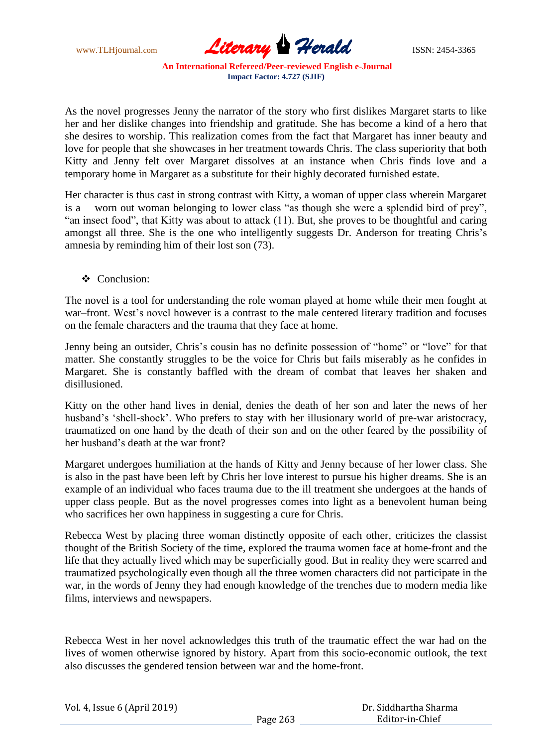As the novel progresses Jenny the narrator of the story who first dislikes Margaret starts to like her and her dislike changes into friendship and gratitude. She has become a kind of a hero that she desires to worship. This realization comes from the fact that Margaret has inner beauty and love for people that she showcases in her treatment towards Chris. The class superiority that both Kitty and Jenny felt over Margaret dissolves at an instance when Chris finds love and a temporary home in Margaret as a substitute for their highly decorated furnished estate.

Her character is thus cast in strong contrast with Kitty, a woman of upper class wherein Margaret is a worn out woman belonging to lower class "as though she were a splendid bird of prey", "an insect food", that Kitty was about to attack (11). But, she proves to be thoughtful and caring amongst all three. She is the one who intelligently suggests Dr. Anderson for treating Chris's amnesia by reminding him of their lost son (73).

- Conclusion:

The novel is a tool for understanding the role woman played at home while their men fought at war–front. West's novel however is a contrast to the male centered literary tradition and focuses on the female characters and the trauma that they face at home.

Jenny being an outsider, Chris's cousin has no definite possession of "home" or "love" for that matter. She constantly struggles to be the voice for Chris but fails miserably as he confides in Margaret. She is constantly baffled with the dream of combat that leaves her shaken and disillusioned.

Kitty on the other hand lives in denial, denies the death of her son and later the news of her husband's 'shell-shock'. Who prefers to stay with her illusionary world of pre-war aristocracy, traumatized on one hand by the death of their son and on the other feared by the possibility of her husband's death at the war front?

Margaret undergoes humiliation at the hands of Kitty and Jenny because of her lower class. She is also in the past have been left by Chris her love interest to pursue his higher dreams. She is an example of an individual who faces trauma due to the ill treatment she undergoes at the hands of upper class people. But as the novel progresses comes into light as a benevolent human being who sacrifices her own happiness in suggesting a cure for Chris.

Rebecca West by placing three woman distinctly opposite of each other, criticizes the classist thought of the British Society of the time, explored the trauma women face at home-front and the life that they actually lived which may be superficially good. But in reality they were scarred and traumatized psychologically even though all the three women characters did not participate in the war, in the words of Jenny they had enough knowledge of the trenches due to modern media like films, interviews and newspapers.

Rebecca West in her novel acknowledges this truth of the traumatic effect the war had on the lives of women otherwise ignored by history. Apart from this socio-economic outlook, the text also discusses the gendered tension between war and the home-front.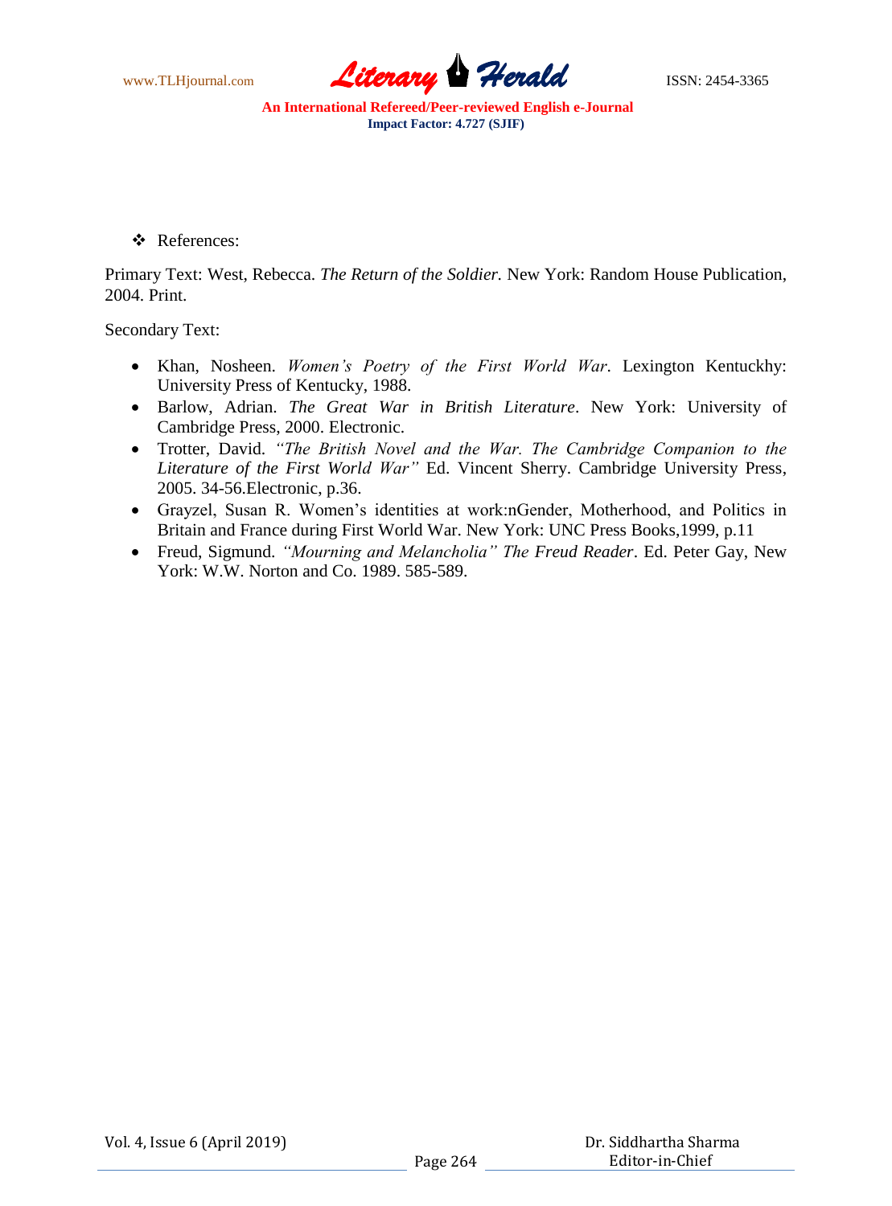❖ References:

Primary Text: West, Rebecca. *The Return of the Soldier.* New York: Random House Publication, 2004. Print.

Secondary Text:

- Khan, Nosheen. *Women's Poetry of the First World War*. Lexington Kentuckhy: University Press of Kentucky, 1988.
- Barlow, Adrian. *The Great War in British Literature*. New York: University of Cambridge Press, 2000. Electronic.
- Trotter, David. *"The British Novel and the War. The Cambridge Companion to the Literature of the First World War"* Ed. Vincent Sherry. Cambridge University Press, 2005. 34-56.Electronic, p.36.
- Grayzel, Susan R. Women's identities at work:nGender, Motherhood, and Politics in Britain and France during First World War. New York: UNC Press Books,1999, p.11
- Freud, Sigmund. *"Mourning and Melancholia" The Freud Reader*. Ed. Peter Gay, New York: W.W. Norton and Co. 1989. 585-589.